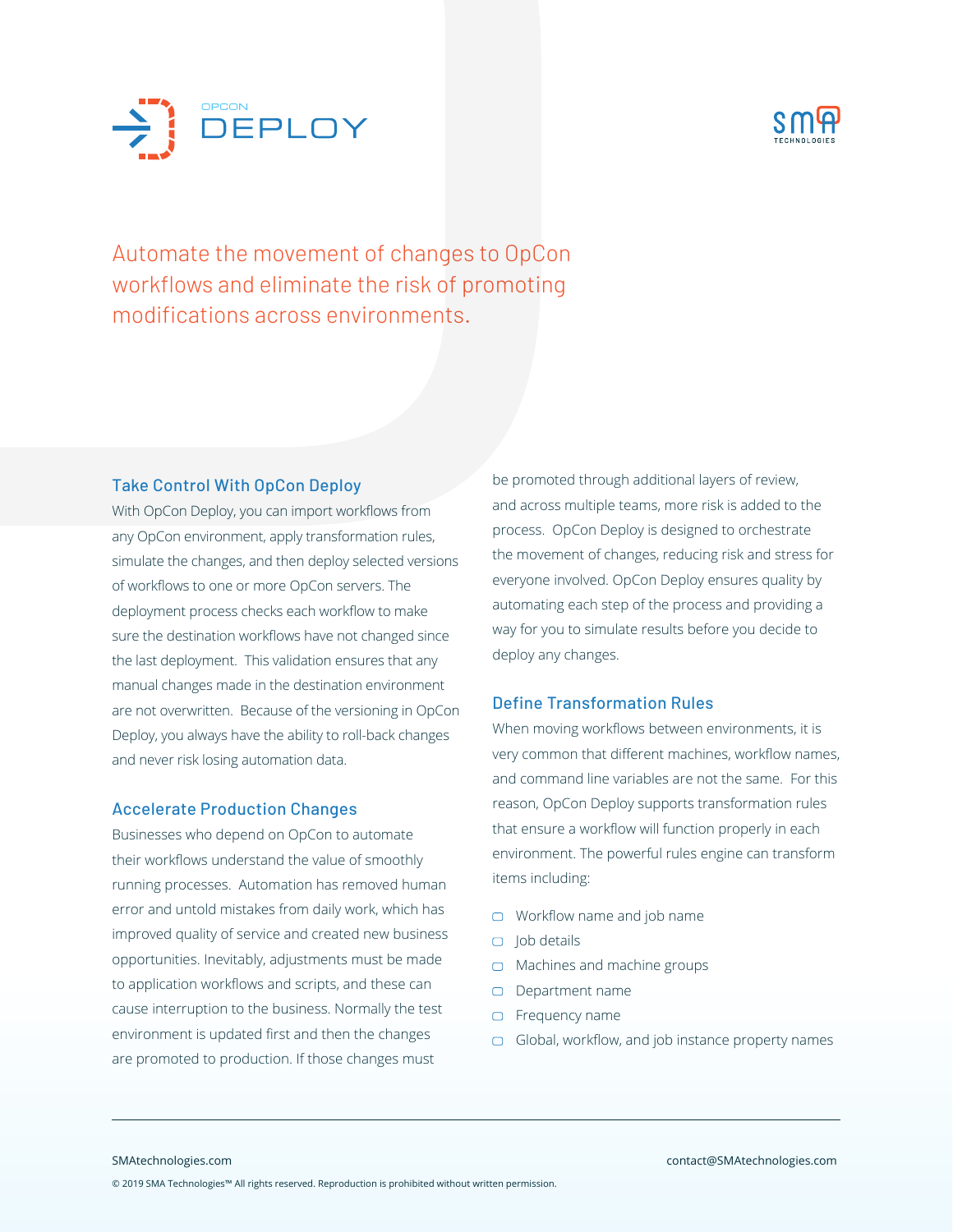# OPCON DEPLOY

Automate the movement of changes to OpCon workflows and eliminate the risk of promoting modifications across environments.

## Take Control With OpCon Deploy

With OpCon Deploy, you can import workflows from any OpCon environment, apply transformation rules, simulate the changes, and then deploy selected versions of workflows to one or more OpCon servers. The deployment process checks each workflow to make sure the destination workflows have not changed since the last deployment. This validation ensures that any manual changes made in the destination environment are not overwritten. Because of the versioning in OpCon Deploy, you always have the ability to roll-back changes and never risk losing automation data.

## Accelerate Production Changes

Businesses who depend on OpCon to automate their workflows understand the value of smoothly running processes. Automation has removed human error and untold mistakes from daily work, which has improved quality of service and created new business opportunities. Inevitably, adjustments must be made to application workflows and scripts, and these can cause interruption to the business. Normally the test environment is updated first and then the changes are promoted to production. If those changes must be promoted through additional layers of review, and across multiple teams, more risk is added to the process. OpCon Deploy is designed to orchestrate the movement of changes, reducing risk and stress for everyone involved. OpCon Deploy ensures quality by automating each step of the process and providing a way for you to simulate results before you decide to deploy any changes.

## Define Transformation Rules

When moving workflows between environments, it is very common that different machines, workflow names, and command line variables are not the same. For this reason, OpCon Deploy supports transformation rules that ensure a workflow will function properly in each environment. The powerful rules engine can transform items including:

- Workflow name and job name
- Job details
- Machines and machine groups
- Department name
- Frequency name
- Global, workflow, and job instance property names

SMAtechnologies.com contact@SMAtechnologies.com

© 2019 SMA Technologies™ All rights reserved. Reproduction is prohibited without written permission.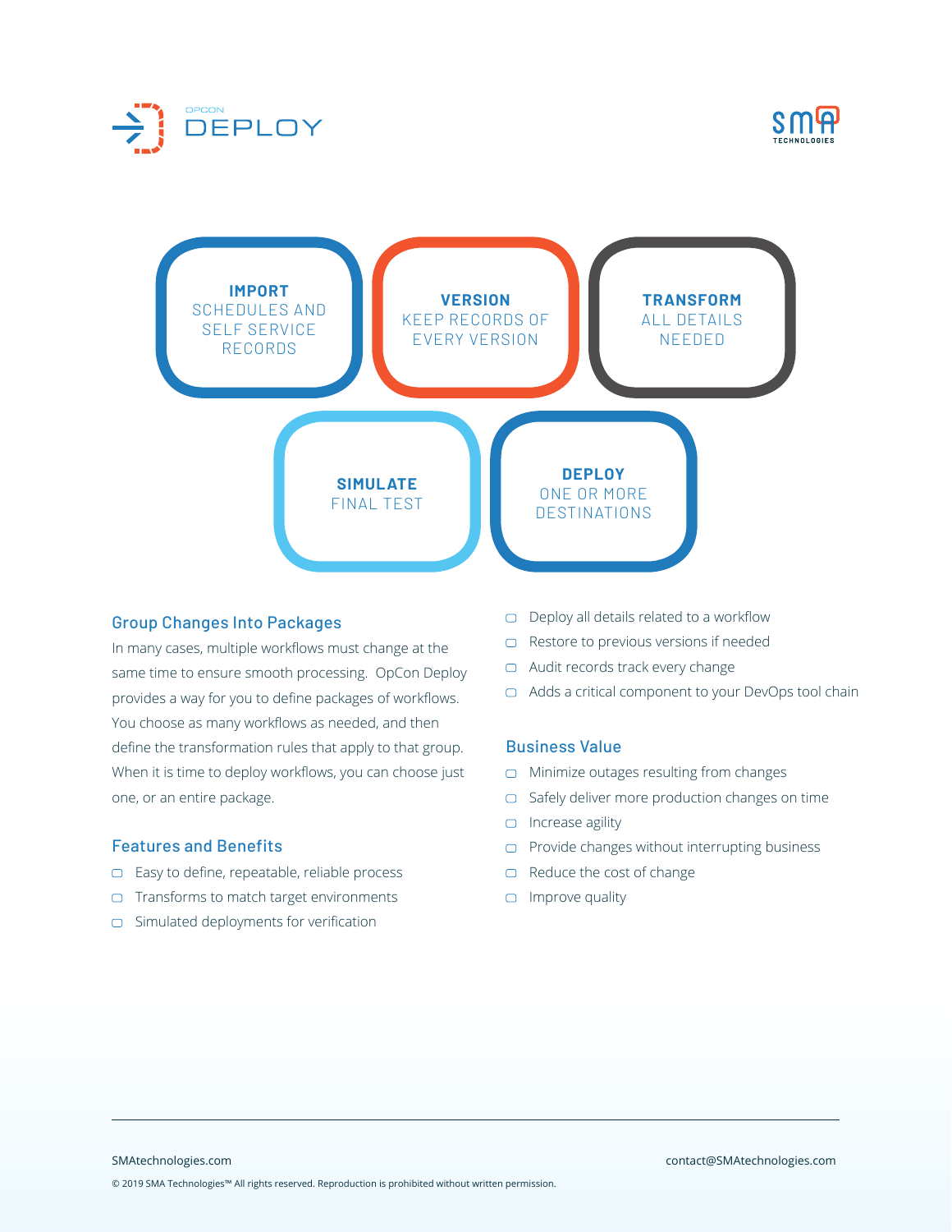OPCON DEPLOY

SMA TECHNOLOGIES

**IMPORT**
SCHEDULES AND SELF SERVICE RECORDS

**VERSION**
KEEP RECORDS OF EVERY VERSION

**TRANSFORM**
ALL DETAILS NEEDED

**SIMULATE**
FINAL TEST

**DEPLOY**
ONE OR MORE DESTINATIONS

## Group Changes Into Packages

In many cases, multiple workflows must change at the same time to ensure smooth processing. OpCon Deploy provides a way for you to define packages of workflows. You choose as many workflows as needed, and then define the transformation rules that apply to that group. When it is time to deploy workflows, you can choose just one, or an entire package.

## Features and Benefits

- Easy to define, repeatable, reliable process
- Transforms to match target environments
- Simulated deployments for verification
- Deploy all details related to a workflow
- Restore to previous versions if needed
- Audit records track every change
- Adds a critical component to your DevOps tool chain

## Business Value

- Minimize outages resulting from changes
- Safely deliver more production changes on time
- Increase agility
- Provide changes without interrupting business
- Reduce the cost of change
- Improve quality

SMAtechnologies.com

contact@SMAtechnologies.com

© 2019 SMA Technologies™ All rights reserved. Reproduction is prohibited without written permission.